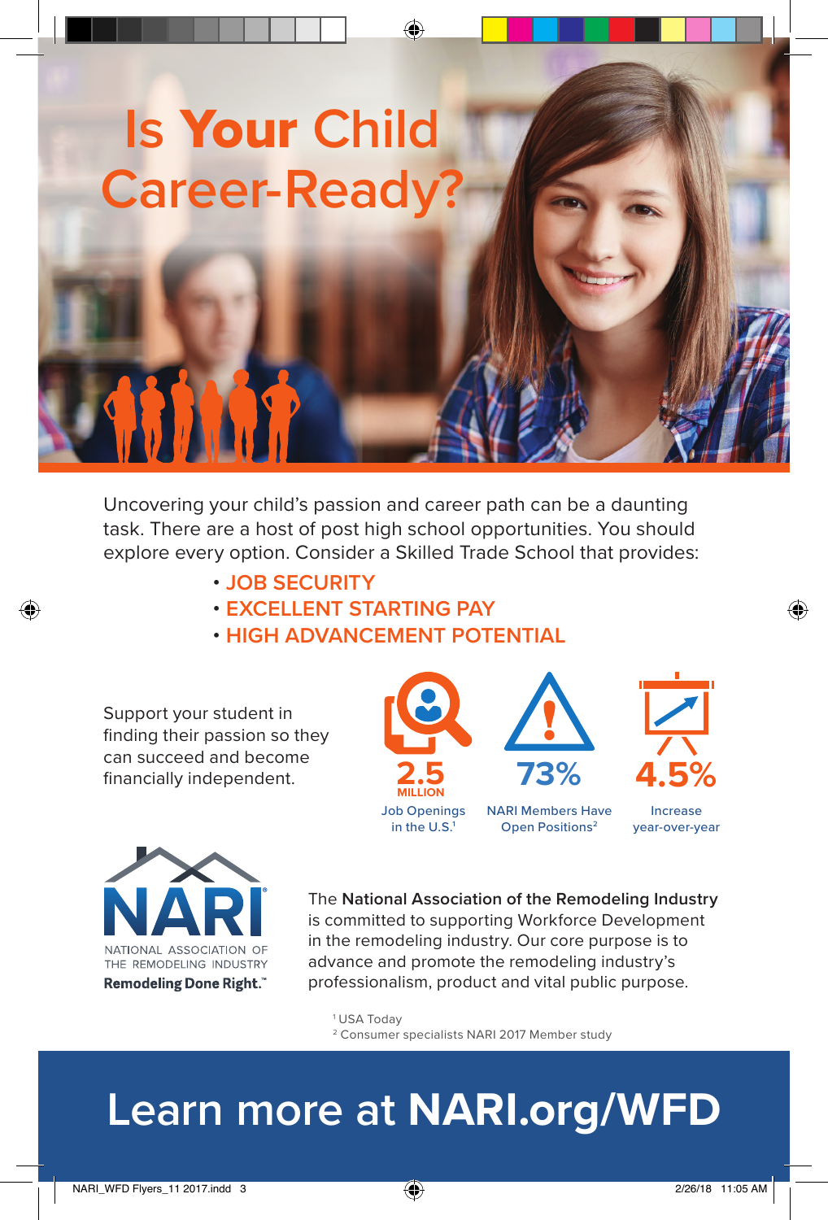# Is **Your** Child Career-Ready?

Uncovering your child's passion and career path can be a daunting task. There are a host of post high school opportunities. You should explore every option. Consider a Skilled Trade School that provides:

- JOB SECURITY
- EXCELLENT STARTING PAY
- HIGH ADVANCEMENT POTENTIAL

Support your student in finding their passion so they can succeed and become financially independent.

**2.5 MILLION**
Job Openings in the U.S.[1]

**73%**
NARI Members Have Open Positions[2]

**4.5%**
Increase year-over-year

NARI
NATIONAL ASSOCIATION OF THE REMODELING INDUSTRY
**Remodeling Done Right.**™

The **National Association of the Remodeling Industry** is committed to supporting Workforce Development in the remodeling industry. Our core purpose is to advance and promote the remodeling industry's professionalism, product and vital public purpose.

[1] USA Today
[2] Consumer specialists NARI 2017 Member study

## Learn more at **NARI.org/WFD**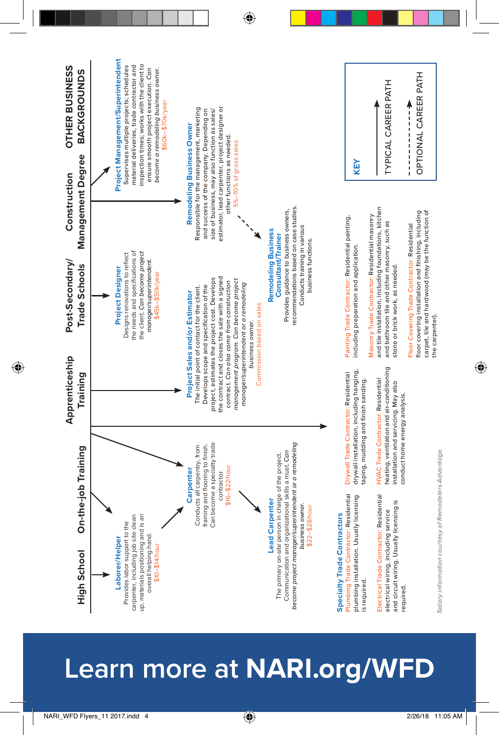## High School | On-the-job Training | Apprenticeship Training | Post-Secondary/Trade Schools | Construction Management Degree | OTHER BUSINESS BACKGROUNDS

### Laborer/Helper
Provides labor support to the carpenter, including job site clean up, materials positioning and is an overall helping hand.
$10–$14/hour

### Carpenter
Conducts all carpentry, from framing and flooring to finish. Can become a specialty trade contractor.
$16–$22/hour

### Lead Carpenter
The primary on-site person in charge of the project. Communication and organizational skills a must. *Can become project manager/superintendent or a remodeling business owner.*
$22–$28/hour

### Project Designer
Designs renovations to reflect the needs and specifications of the client. *Can become project manager/superintendent.*
$45k–$50k/year

### Project Sales and/or Estimator
The initial point of contact for the client. Develops scope and specification of the project, estimates the project cost. Develops the contract and closes the sale with a signed contract. *Can also come from construction management program. Can become project manager/superintendent or a remodeling business owner.*
Commission based on sales

### Project Management/Superintendent
Supervises multiple projects; schedules material deliveries, trade contractor and inspection times; works with the client to ensure smooth project execution. *Can become a remodeling business owner.*
$60k–$70k/year

### Remodeling Business Owner
Responsible for the management, marketing and success of the company. Depending on size of business, may also function as sales/estimator, lead carpenter, project designer or other functions as needed.
5%–10% of gross sales

### Remodeling Business Consultant/Trainer
Provides guidance to business owners, recommendations based on case studies. Conducts training in various business functions.

### Specialty Trade Contractors

Plumbing Trade Contractor: Residential plumbing installation. Usually licensing is required.

Electrical Trade Contractor: Residential electrical wiring, including service and circuit wiring. Usually licensing is required.

Drywall Trade Contractor: Residential drywall installation, including hanging, taping, mudding and finish sanding.

HVAC Trade Contractor: Residential heating, ventilation and air-conditioning installation and servicing. May also conduct home energy analysis.

Painting Trade Contractor: Residential painting, including preparation and application.

Masonry Trade Contractor: Residential masonry and tile installation, including foundations, kitchen and bathroom tile and other masonry, such as stone or brick work, as needed.

Floor Covering Trade Contractor: Residential floor covering installation and finishing, including carpet, tile and hardwood (may be the function of the carpenter).

**KEY**

TYPICAL CAREER PATH

OPTIONAL CAREER PATH

*Salary information courtesy of Remodelers Advantage.*

# Learn more at NARI.org/WFD